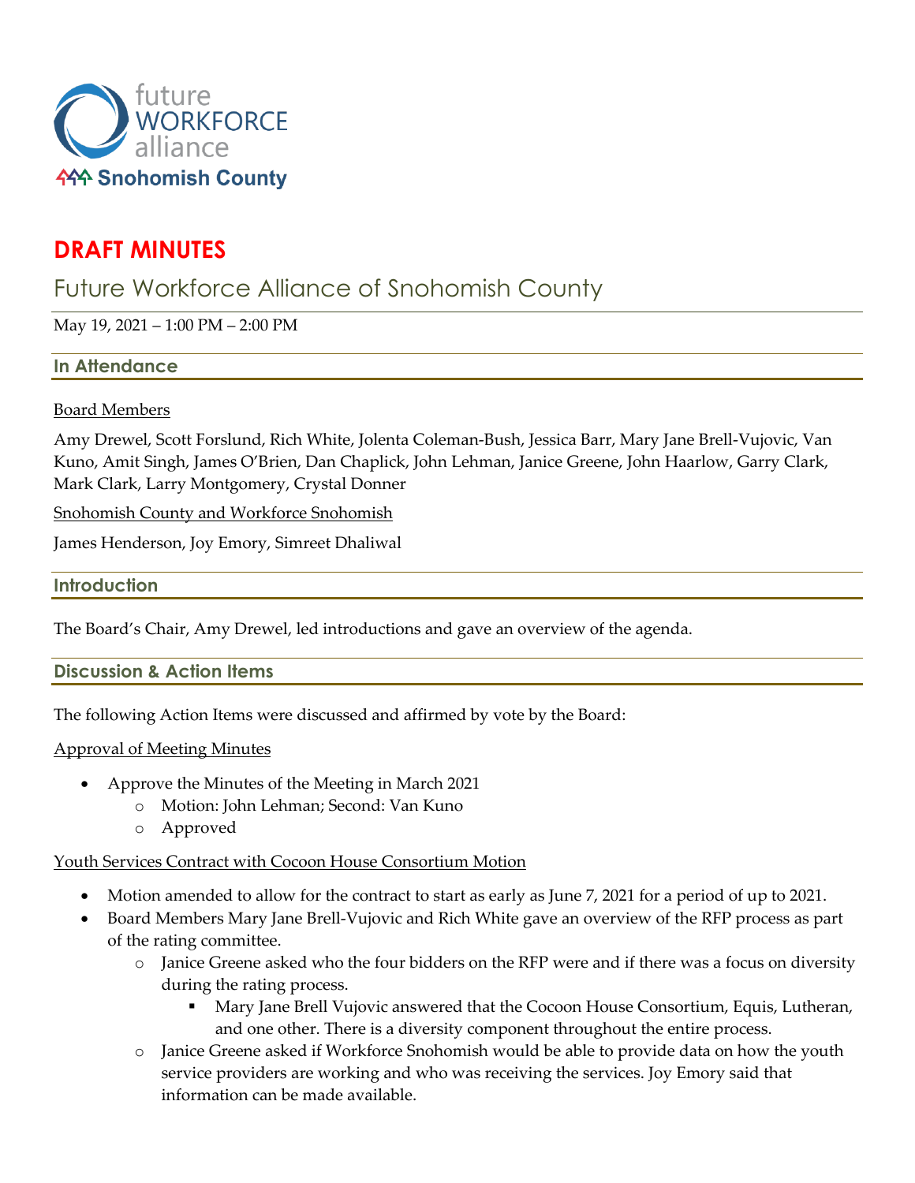# DRAFT MINUTES

## Future Workforce Alliance of Snohomish County

May 19, 2021 – 1:00 PM – 2:00 PM

### In Attendance

Board Members

Amy Drewel, Scott Forslund, Rich White, Jolenta Coleman-Bush, Jessica Barr, Mary Jane Brell-Vujovic, Van Kuno, Amit Singh, James O'Brien, Dan Chaplick, John Lehman, Janice Greene, John Haarlow, Garry Clark, Mark Clark, Larry Montgomery, Crystal Donner

Snohomish County and Workforce Snohomish

James Henderson, Joy Emory, Simreet Dhaliwal

### Introduction

The Board's Chair, Amy Drewel, led introductions and gave an overview of the agenda.

### Discussion & Action Items

The following Action Items were discussed and affirmed by vote by the Board:

Approval of Meeting Minutes

- Approve the Minutes of the Meeting in March 2021
  - Motion: John Lehman; Second: Van Kuno
  - Approved

Youth Services Contract with Cocoon House Consortium Motion

- Motion amended to allow for the contract to start as early as June 7, 2021 for a period of up to 2021.
- Board Members Mary Jane Brell-Vujovic and Rich White gave an overview of the RFP process as part of the rating committee.
  - Janice Greene asked who the four bidders on the RFP were and if there was a focus on diversity during the rating process.
    - Mary Jane Brell Vujovic answered that the Cocoon House Consortium, Equis, Lutheran, and one other. There is a diversity component throughout the entire process.
  - Janice Greene asked if Workforce Snohomish would be able to provide data on how the youth service providers are working and who was receiving the services. Joy Emory said that information can be made available.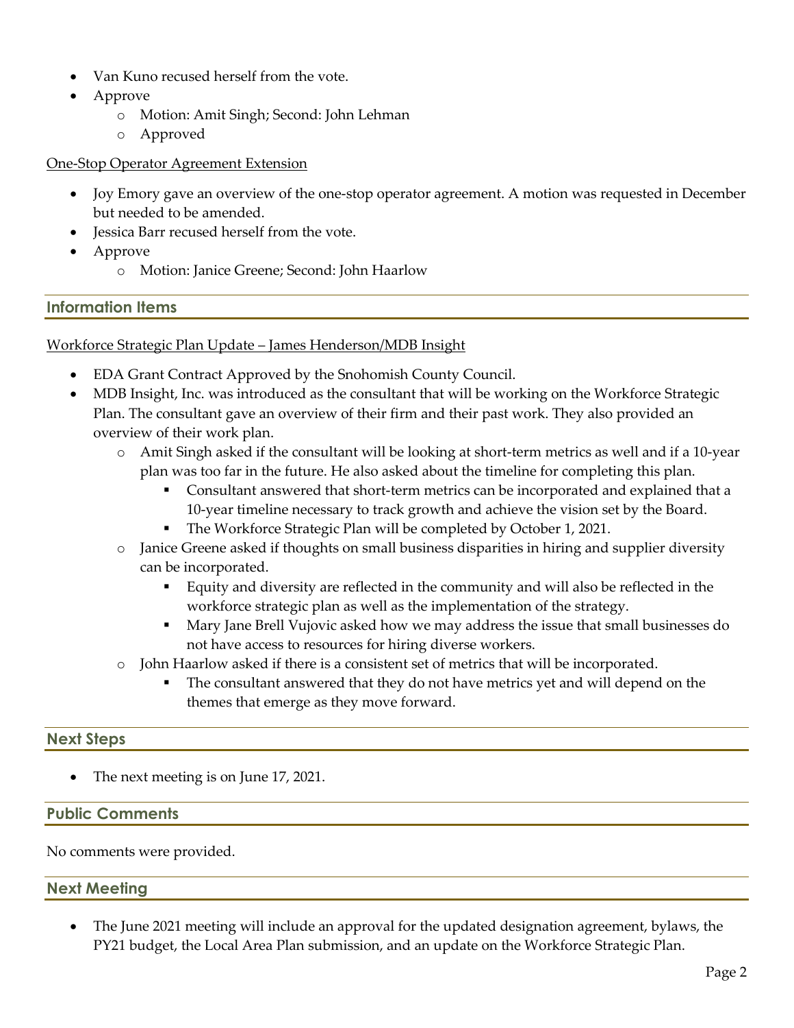- Van Kuno recused herself from the vote.
- Approve
  - Motion: Amit Singh; Second: John Lehman
  - Approved

One-Stop Operator Agreement Extension

- Joy Emory gave an overview of the one-stop operator agreement. A motion was requested in December but needed to be amended.
- Jessica Barr recused herself from the vote.
- Approve
  - Motion: Janice Greene; Second: John Haarlow

## Information Items

Workforce Strategic Plan Update – James Henderson/MDB Insight

- EDA Grant Contract Approved by the Snohomish County Council.
- MDB Insight, Inc. was introduced as the consultant that will be working on the Workforce Strategic Plan. The consultant gave an overview of their firm and their past work. They also provided an overview of their work plan.
  - Amit Singh asked if the consultant will be looking at short-term metrics as well and if a 10-year plan was too far in the future. He also asked about the timeline for completing this plan.
    - Consultant answered that short-term metrics can be incorporated and explained that a 10-year timeline necessary to track growth and achieve the vision set by the Board.
    - The Workforce Strategic Plan will be completed by October 1, 2021.
  - Janice Greene asked if thoughts on small business disparities in hiring and supplier diversity can be incorporated.
    - Equity and diversity are reflected in the community and will also be reflected in the workforce strategic plan as well as the implementation of the strategy.
    - Mary Jane Brell Vujovic asked how we may address the issue that small businesses do not have access to resources for hiring diverse workers.
  - John Haarlow asked if there is a consistent set of metrics that will be incorporated.
    - The consultant answered that they do not have metrics yet and will depend on the themes that emerge as they move forward.

## Next Steps

- The next meeting is on June 17, 2021.

## Public Comments

No comments were provided.

## Next Meeting

- The June 2021 meeting will include an approval for the updated designation agreement, bylaws, the PY21 budget, the Local Area Plan submission, and an update on the Workforce Strategic Plan.